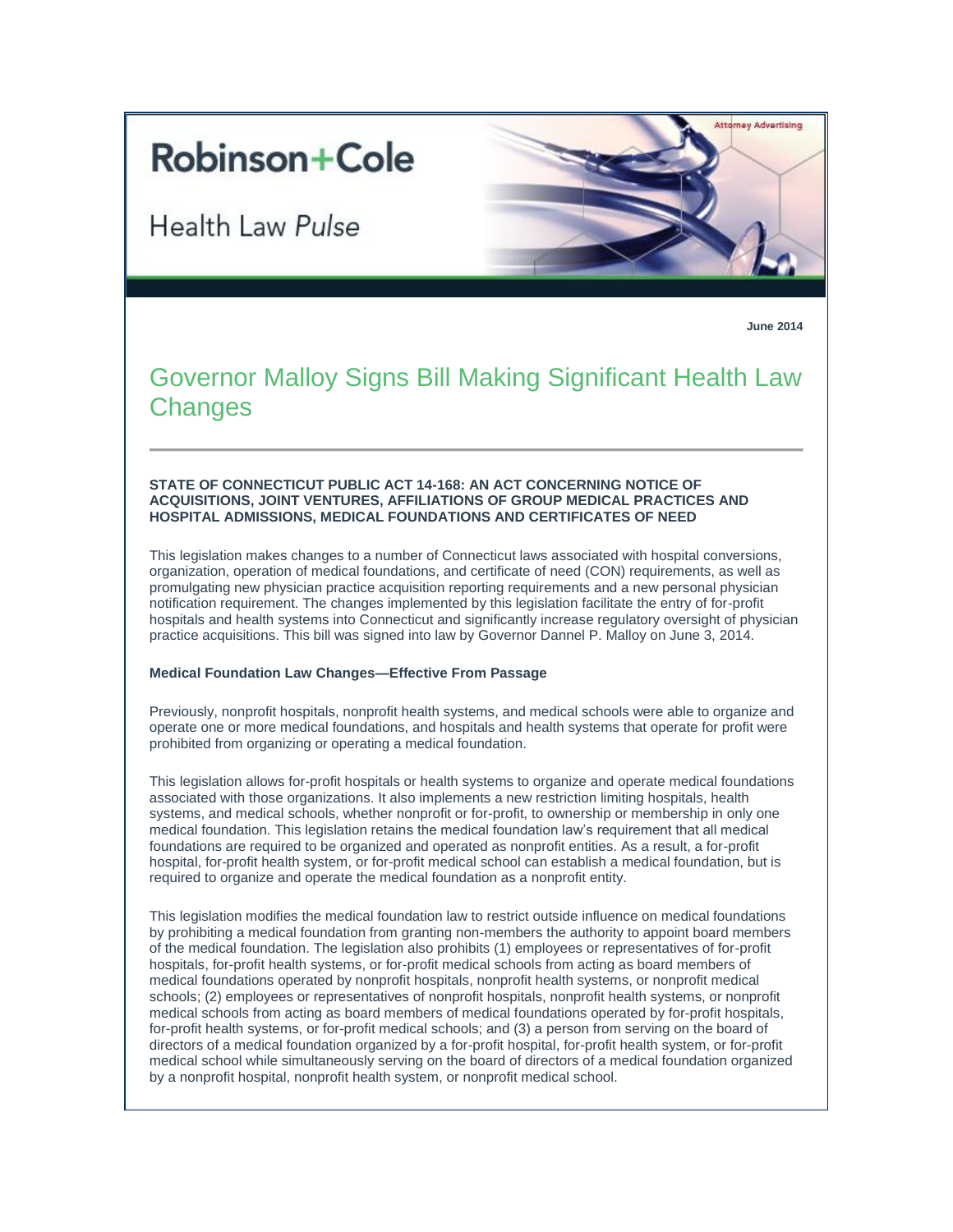Attorney Advertising

# Robinson+Cole

Health Law *Pulse*

**June 2014**

## Governor Malloy Signs Bill Making Significant Health Law Changes

**STATE OF CONNECTICUT PUBLIC ACT 14-168: AN ACT CONCERNING NOTICE OF ACQUISITIONS, JOINT VENTURES, AFFILIATIONS OF GROUP MEDICAL PRACTICES AND HOSPITAL ADMISSIONS, MEDICAL FOUNDATIONS AND CERTIFICATES OF NEED**

This legislation makes changes to a number of Connecticut laws associated with hospital conversions, organization, operation of medical foundations, and certificate of need (CON) requirements, as well as promulgating new physician practice acquisition reporting requirements and a new personal physician notification requirement. The changes implemented by this legislation facilitate the entry of for-profit hospitals and health systems into Connecticut and significantly increase regulatory oversight of physician practice acquisitions. This bill was signed into law by Governor Dannel P. Malloy on June 3, 2014.

**Medical Foundation Law Changes—Effective From Passage**

Previously, nonprofit hospitals, nonprofit health systems, and medical schools were able to organize and operate one or more medical foundations, and hospitals and health systems that operate for profit were prohibited from organizing or operating a medical foundation.

This legislation allows for-profit hospitals or health systems to organize and operate medical foundations associated with those organizations. It also implements a new restriction limiting hospitals, health systems, and medical schools, whether nonprofit or for-profit, to ownership or membership in only one medical foundation. This legislation retains the medical foundation law's requirement that all medical foundations are required to be organized and operated as nonprofit entities. As a result, a for-profit hospital, for-profit health system, or for-profit medical school can establish a medical foundation, but is required to organize and operate the medical foundation as a nonprofit entity.

This legislation modifies the medical foundation law to restrict outside influence on medical foundations by prohibiting a medical foundation from granting non-members the authority to appoint board members of the medical foundation. The legislation also prohibits (1) employees or representatives of for-profit hospitals, for-profit health systems, or for-profit medical schools from acting as board members of medical foundations operated by nonprofit hospitals, nonprofit health systems, or nonprofit medical schools; (2) employees or representatives of nonprofit hospitals, nonprofit health systems, or nonprofit medical schools from acting as board members of medical foundations operated by for-profit hospitals, for-profit health systems, or for-profit medical schools; and (3) a person from serving on the board of directors of a medical foundation organized by a for-profit hospital, for-profit health system, or for-profit medical school while simultaneously serving on the board of directors of a medical foundation organized by a nonprofit hospital, nonprofit health system, or nonprofit medical school.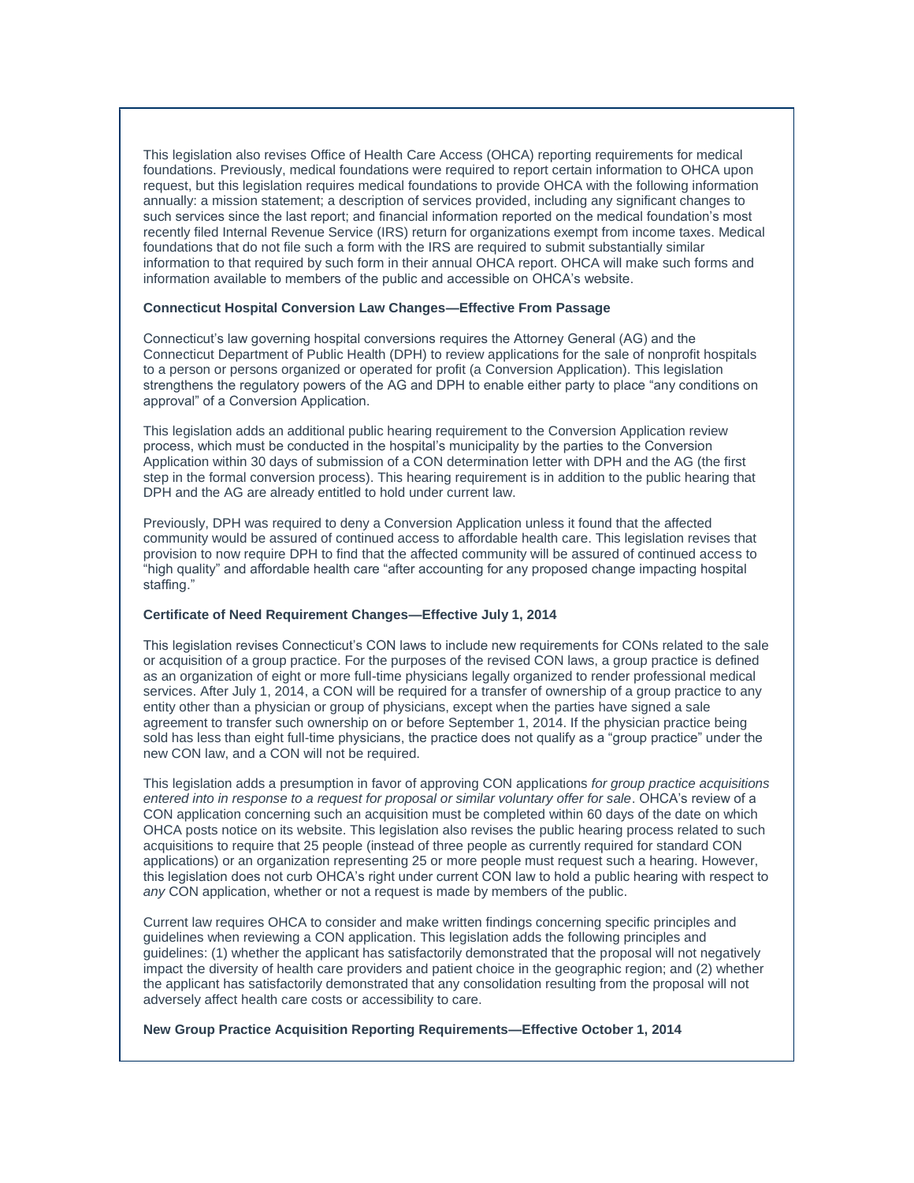This legislation also revises Office of Health Care Access (OHCA) reporting requirements for medical foundations. Previously, medical foundations were required to report certain information to OHCA upon request, but this legislation requires medical foundations to provide OHCA with the following information annually: a mission statement; a description of services provided, including any significant changes to such services since the last report; and financial information reported on the medical foundation's most recently filed Internal Revenue Service (IRS) return for organizations exempt from income taxes. Medical foundations that do not file such a form with the IRS are required to submit substantially similar information to that required by such form in their annual OHCA report. OHCA will make such forms and information available to members of the public and accessible on OHCA's website.

**Connecticut Hospital Conversion Law Changes—Effective From Passage**

Connecticut's law governing hospital conversions requires the Attorney General (AG) and the Connecticut Department of Public Health (DPH) to review applications for the sale of nonprofit hospitals to a person or persons organized or operated for profit (a Conversion Application). This legislation strengthens the regulatory powers of the AG and DPH to enable either party to place "any conditions on approval" of a Conversion Application.

This legislation adds an additional public hearing requirement to the Conversion Application review process, which must be conducted in the hospital's municipality by the parties to the Conversion Application within 30 days of submission of a CON determination letter with DPH and the AG (the first step in the formal conversion process). This hearing requirement is in addition to the public hearing that DPH and the AG are already entitled to hold under current law.

Previously, DPH was required to deny a Conversion Application unless it found that the affected community would be assured of continued access to affordable health care. This legislation revises that provision to now require DPH to find that the affected community will be assured of continued access to "high quality" and affordable health care "after accounting for any proposed change impacting hospital staffing."

**Certificate of Need Requirement Changes—Effective July 1, 2014**

This legislation revises Connecticut's CON laws to include new requirements for CONs related to the sale or acquisition of a group practice. For the purposes of the revised CON laws, a group practice is defined as an organization of eight or more full-time physicians legally organized to render professional medical services. After July 1, 2014, a CON will be required for a transfer of ownership of a group practice to any entity other than a physician or group of physicians, except when the parties have signed a sale agreement to transfer such ownership on or before September 1, 2014. If the physician practice being sold has less than eight full-time physicians, the practice does not qualify as a "group practice" under the new CON law, and a CON will not be required.

This legislation adds a presumption in favor of approving CON applications *for group practice acquisitions entered into in response to a request for proposal or similar voluntary offer for sale*. OHCA's review of a CON application concerning such an acquisition must be completed within 60 days of the date on which OHCA posts notice on its website. This legislation also revises the public hearing process related to such acquisitions to require that 25 people (instead of three people as currently required for standard CON applications) or an organization representing 25 or more people must request such a hearing. However, this legislation does not curb OHCA's right under current CON law to hold a public hearing with respect to *any* CON application, whether or not a request is made by members of the public.

Current law requires OHCA to consider and make written findings concerning specific principles and guidelines when reviewing a CON application. This legislation adds the following principles and guidelines: (1) whether the applicant has satisfactorily demonstrated that the proposal will not negatively impact the diversity of health care providers and patient choice in the geographic region; and (2) whether the applicant has satisfactorily demonstrated that any consolidation resulting from the proposal will not adversely affect health care costs or accessibility to care.

**New Group Practice Acquisition Reporting Requirements—Effective October 1, 2014**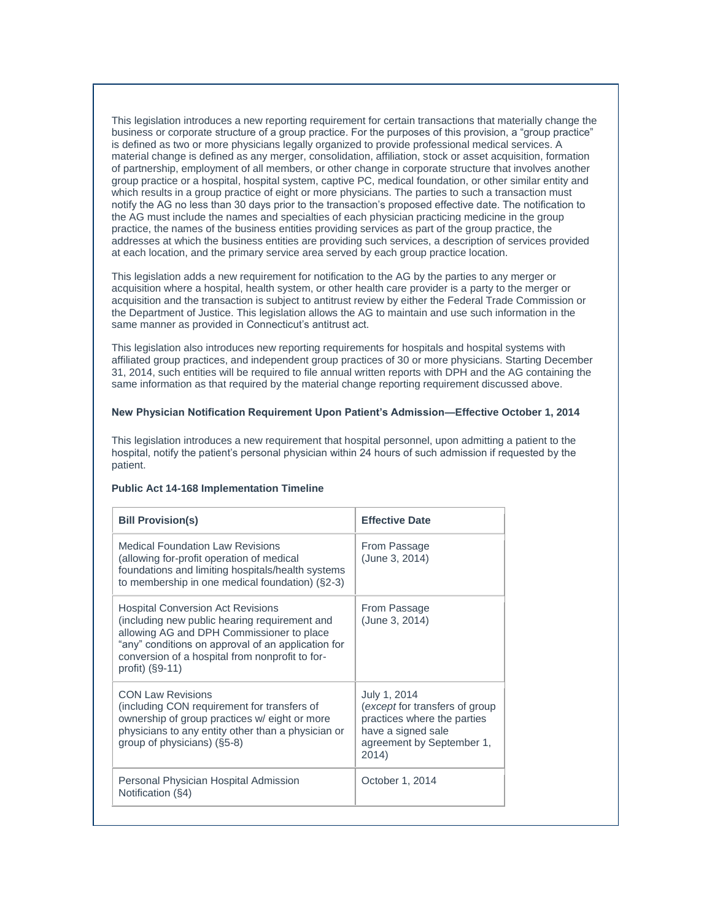This legislation introduces a new reporting requirement for certain transactions that materially change the business or corporate structure of a group practice. For the purposes of this provision, a "group practice" is defined as two or more physicians legally organized to provide professional medical services. A material change is defined as any merger, consolidation, affiliation, stock or asset acquisition, formation of partnership, employment of all members, or other change in corporate structure that involves another group practice or a hospital, hospital system, captive PC, medical foundation, or other similar entity and which results in a group practice of eight or more physicians. The parties to such a transaction must notify the AG no less than 30 days prior to the transaction's proposed effective date. The notification to the AG must include the names and specialties of each physician practicing medicine in the group practice, the names of the business entities providing services as part of the group practice, the addresses at which the business entities are providing such services, a description of services provided at each location, and the primary service area served by each group practice location.

This legislation adds a new requirement for notification to the AG by the parties to any merger or acquisition where a hospital, health system, or other health care provider is a party to the merger or acquisition and the transaction is subject to antitrust review by either the Federal Trade Commission or the Department of Justice. This legislation allows the AG to maintain and use such information in the same manner as provided in Connecticut's antitrust act.

This legislation also introduces new reporting requirements for hospitals and hospital systems with affiliated group practices, and independent group practices of 30 or more physicians. Starting December 31, 2014, such entities will be required to file annual written reports with DPH and the AG containing the same information as that required by the material change reporting requirement discussed above.

**New Physician Notification Requirement Upon Patient's Admission—Effective October 1, 2014**

This legislation introduces a new requirement that hospital personnel, upon admitting a patient to the hospital, notify the patient's personal physician within 24 hours of such admission if requested by the patient.

**Public Act 14-168 Implementation Timeline**

| **Bill Provision(s)** | **Effective Date** |
|---|---|
| Medical Foundation Law Revisions (allowing for-profit operation of medical foundations and limiting hospitals/health systems to membership in one medical foundation) (§2-3) | From Passage (June 3, 2014) |
| Hospital Conversion Act Revisions (including new public hearing requirement and allowing AG and DPH Commissioner to place "any" conditions on approval of an application for conversion of a hospital from nonprofit to for-profit) (§9-11) | From Passage (June 3, 2014) |
| CON Law Revisions (including CON requirement for transfers of ownership of group practices w/ eight or more physicians to any entity other than a physician or group of physicians) (§5-8) | July 1, 2014 (*except* for transfers of group practices where the parties have a signed sale agreement by September 1, 2014) |
| Personal Physician Hospital Admission Notification (§4) | October 1, 2014 |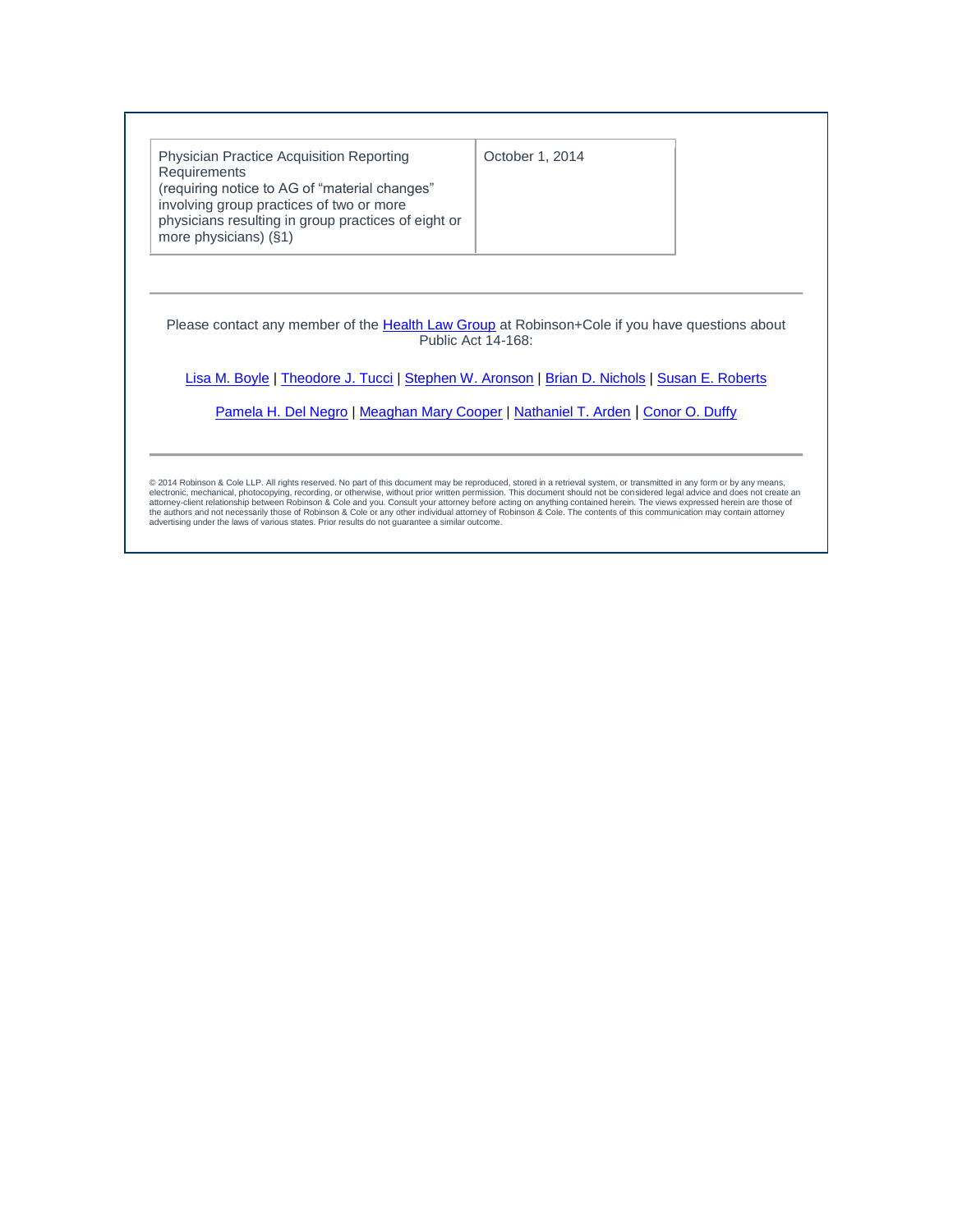| | |
|---|---|
| Physician Practice Acquisition Reporting Requirements<br>(requiring notice to AG of "material changes" involving group practices of two or more physicians resulting in group practices of eight or more physicians) (§1) | October 1, 2014 |

---

Please contact any member of the Health Law Group at Robinson+Cole if you have questions about Public Act 14-168:

Lisa M. Boyle | Theodore J. Tucci | Stephen W. Aronson | Brian D. Nichols | Susan E. Roberts

Pamela H. Del Negro | Meaghan Mary Cooper | Nathaniel T. Arden | Conor O. Duffy

---

© 2014 Robinson & Cole LLP. All rights reserved. No part of this document may be reproduced, stored in a retrieval system, or transmitted in any form or by any means, electronic, mechanical, photocopying, recording, or otherwise, without prior written permission. This document should not be considered legal advice and does not create an attorney-client relationship between Robinson & Cole and you. Consult your attorney before acting on anything contained herein. The views expressed herein are those of the authors and not necessarily those of Robinson & Cole or any other individual attorney of Robinson & Cole. The contents of this communication may contain attorney advertising under the laws of various states. Prior results do not guarantee a similar outcome.